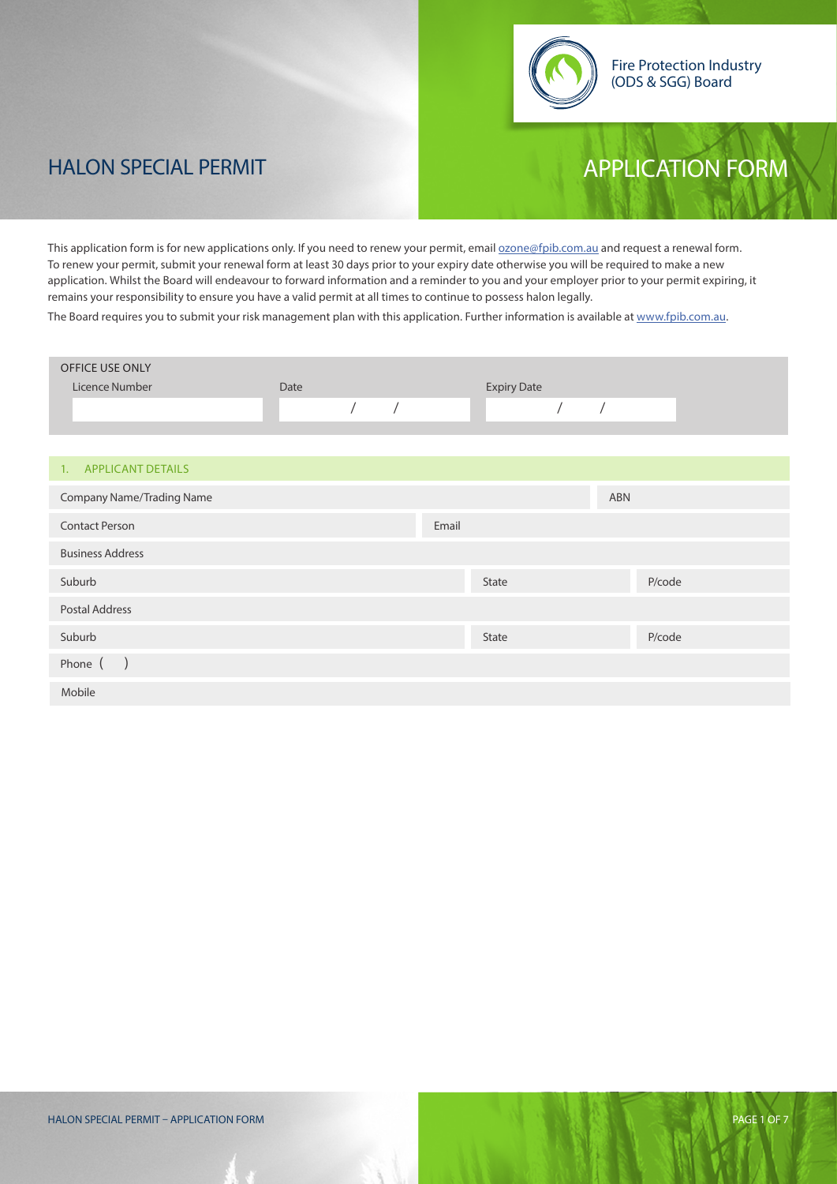Fire Protection Industry (ODS & SGG) Board

# HALON SPECIAL PERMIT

# APPLICATION FORM

This application form is for new applications only. If you need to renew your permit, email ozone@fpib.com.au and request a renewal form. To renew your permit, submit your renewal form at least 30 days prior to your expiry date otherwise you will be required to make a new application. Whilst the Board will endeavour to forward information and a reminder to you and your employer prior to your permit expiring, it remains your responsibility to ensure you have a valid permit at all times to continue to possess halon legally.

The Board requires you to submit your risk management plan with this application. Further information is available at www.fpib.com.au.

| OFFICE USE ONLY | | |
|---|---|---|
| Licence Number | Date | Expiry Date |
| | / / | / / |

## 1. APPLICANT DETAILS

| | | |
|---|---|---|
| Company Name/Trading Name | | ABN |
| Contact Person | Email | |
| Business Address | | |
| Suburb | State | P/code |
| Postal Address | | |
| Suburb | State | P/code |
| Phone ( ) | | |
| Mobile | | |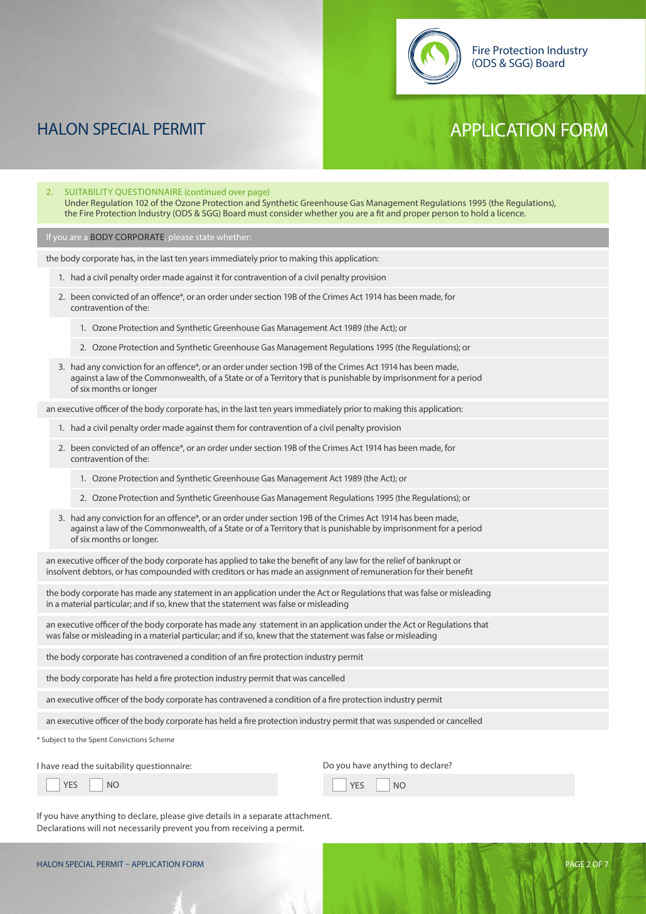# HALON SPECIAL PERMIT

# APPLICATION FORM

Fire Protection Industry (ODS & SGG) Board

2. SUITABILITY QUESTIONNAIRE (continued over page)
Under Regulation 102 of the Ozone Protection and Synthetic Greenhouse Gas Management Regulations 1995 (the Regulations), the Fire Protection Industry (ODS & SGG) Board must consider whether you are a fit and proper person to hold a licence.

**If you are a BODY CORPORATE, please state whether:**

the body corporate has, in the last ten years immediately prior to making this application:

1. had a civil penalty order made against it for contravention of a civil penalty provision
2. been convicted of an offence*, or an order under section 19B of the Crimes Act 1914 has been made, for contravention of the:
    1. Ozone Protection and Synthetic Greenhouse Gas Management Act 1989 (the Act); or
    2. Ozone Protection and Synthetic Greenhouse Gas Management Regulations 1995 (the Regulations); or
3. had any conviction for an offence*, or an order under section 19B of the Crimes Act 1914 has been made, against a law of the Commonwealth, of a State or of a Territory that is punishable by imprisonment for a period of six months or longer

an executive officer of the body corporate has, in the last ten years immediately prior to making this application:

1. had a civil penalty order made against them for contravention of a civil penalty provision
2. been convicted of an offence*, or an order under section 19B of the Crimes Act 1914 has been made, for contravention of the:
    1. Ozone Protection and Synthetic Greenhouse Gas Management Act 1989 (the Act); or
    2. Ozone Protection and Synthetic Greenhouse Gas Management Regulations 1995 (the Regulations); or
3. had any conviction for an offence*, or an order under section 19B of the Crimes Act 1914 has been made, against a law of the Commonwealth, of a State or of a Territory that is punishable by imprisonment for a period of six months or longer.

an executive officer of the body corporate has applied to take the benefit of any law for the relief of bankrupt or insolvent debtors, or has compounded with creditors or has made an assignment of remuneration for their benefit

the body corporate has made any statement in an application under the Act or Regulations that was false or misleading in a material particular; and if so, knew that the statement was false or misleading

an executive officer of the body corporate has made any statement in an application under the Act or Regulations that was false or misleading in a material particular; and if so, knew that the statement was false or misleading

the body corporate has contravened a condition of an fire protection industry permit

the body corporate has held a fire protection industry permit that was cancelled

an executive officer of the body corporate has contravened a condition of a fire protection industry permit

an executive officer of the body corporate has held a fire protection industry permit that was suspended or cancelled

\* Subject to the Spent Convictions Scheme

I have read the suitability questionnaire:

☐ YES ☐ NO

Do you have anything to declare?

☐ YES ☐ NO

If you have anything to declare, please give details in a separate attachment.
Declarations will not necessarily prevent you from receiving a permit.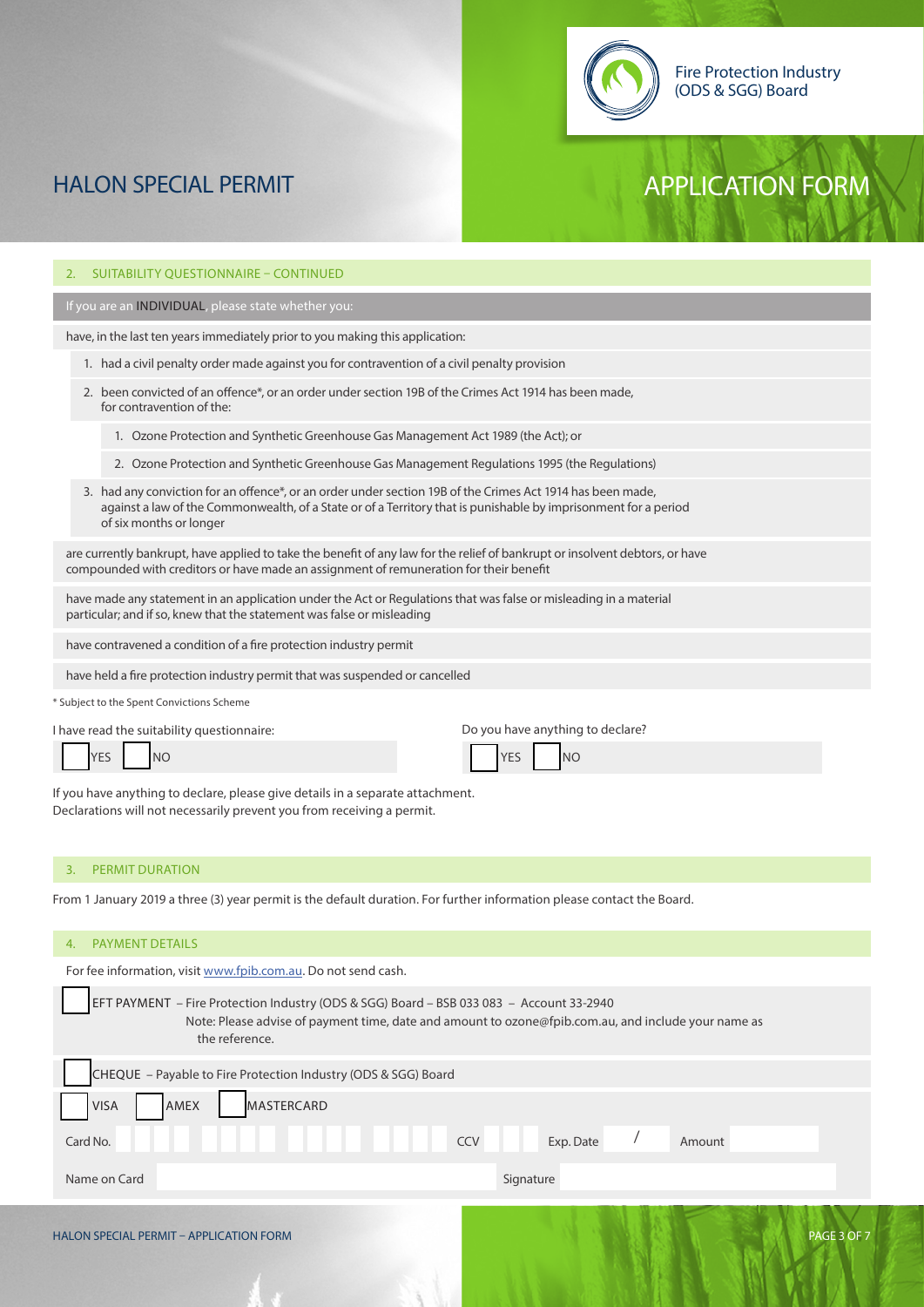Fire Protection Industry (ODS & SGG) Board

# HALON SPECIAL PERMIT APPLICATION FORM

## 2. SUITABILITY QUESTIONNAIRE – CONTINUED

If you are an INDIVIDUAL, please state whether you:

have, in the last ten years immediately prior to you making this application:

1. had a civil penalty order made against you for contravention of a civil penalty provision
2. been convicted of an offence*, or an order under section 19B of the Crimes Act 1914 has been made, for contravention of the:
   1. Ozone Protection and Synthetic Greenhouse Gas Management Act 1989 (the Act); or
   2. Ozone Protection and Synthetic Greenhouse Gas Management Regulations 1995 (the Regulations)
3. had any conviction for an offence*, or an order under section 19B of the Crimes Act 1914 has been made, against a law of the Commonwealth, of a State or of a Territory that is punishable by imprisonment for a period of six months or longer

are currently bankrupt, have applied to take the benefit of any law for the relief of bankrupt or insolvent debtors, or have compounded with creditors or have made an assignment of remuneration for their benefit

have made any statement in an application under the Act or Regulations that was false or misleading in a material particular; and if so, knew that the statement was false or misleading

have contravened a condition of a fire protection industry permit

have held a fire protection industry permit that was suspended or cancelled

\* Subject to the Spent Convictions Scheme

I have read the suitability questionnaire: ☐ YES ☐ NO

Do you have anything to declare? ☐ YES ☐ NO

If you have anything to declare, please give details in a separate attachment.
Declarations will not necessarily prevent you from receiving a permit.

## 3. PERMIT DURATION

From 1 January 2019 a three (3) year permit is the default duration. For further information please contact the Board.

## 4. PAYMENT DETAILS

For fee information, visit www.fpib.com.au. Do not send cash.

☐ EFT PAYMENT – Fire Protection Industry (ODS & SGG) Board – BSB 033 083 – Account 33-2940
Note: Please advise of payment time, date and amount to ozone@fpib.com.au, and include your name as the reference.

☐ CHEQUE – Payable to Fire Protection Industry (ODS & SGG) Board

☐ VISA ☐ AMEX ☐ MASTERCARD

Card No. ____________________ CCV ______ Exp. Date ____ / ____ Amount ____________

Name on Card ____________________ Signature ____________________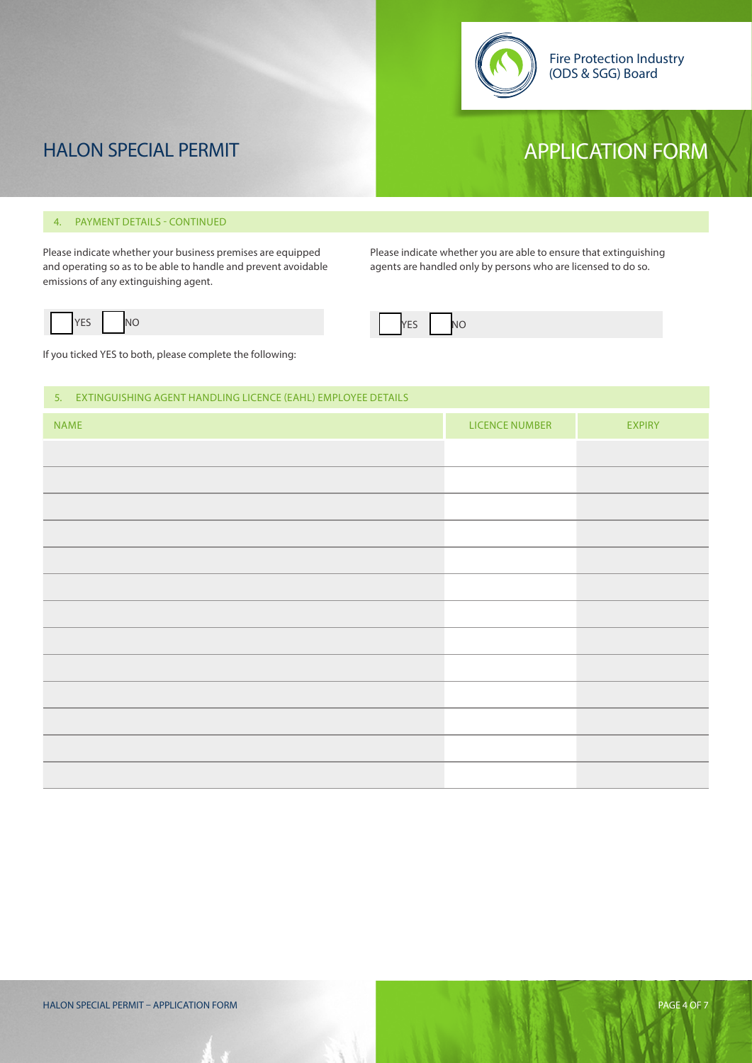# HALON SPECIAL PERMIT

# APPLICATION FORM

Fire Protection Industry (ODS & SGG) Board

## 4. PAYMENT DETAILS - CONTINUED

Please indicate whether your business premises are equipped and operating so as to be able to handle and prevent avoidable emissions of any extinguishing agent.

☐ YES ☐ NO

Please indicate whether you are able to ensure that extinguishing agents are handled only by persons who are licensed to do so.

☐ YES ☐ NO

If you ticked YES to both, please complete the following:

## 5. EXTINGUISHING AGENT HANDLING LICENCE (EAHL) EMPLOYEE DETAILS

| NAME | LICENCE NUMBER | EXPIRY |
|---|---|---|
| | | |
| | | |
| | | |
| | | |
| | | |
| | | |
| | | |
| | | |
| | | |
| | | |
| | | |
| | | |
| | | |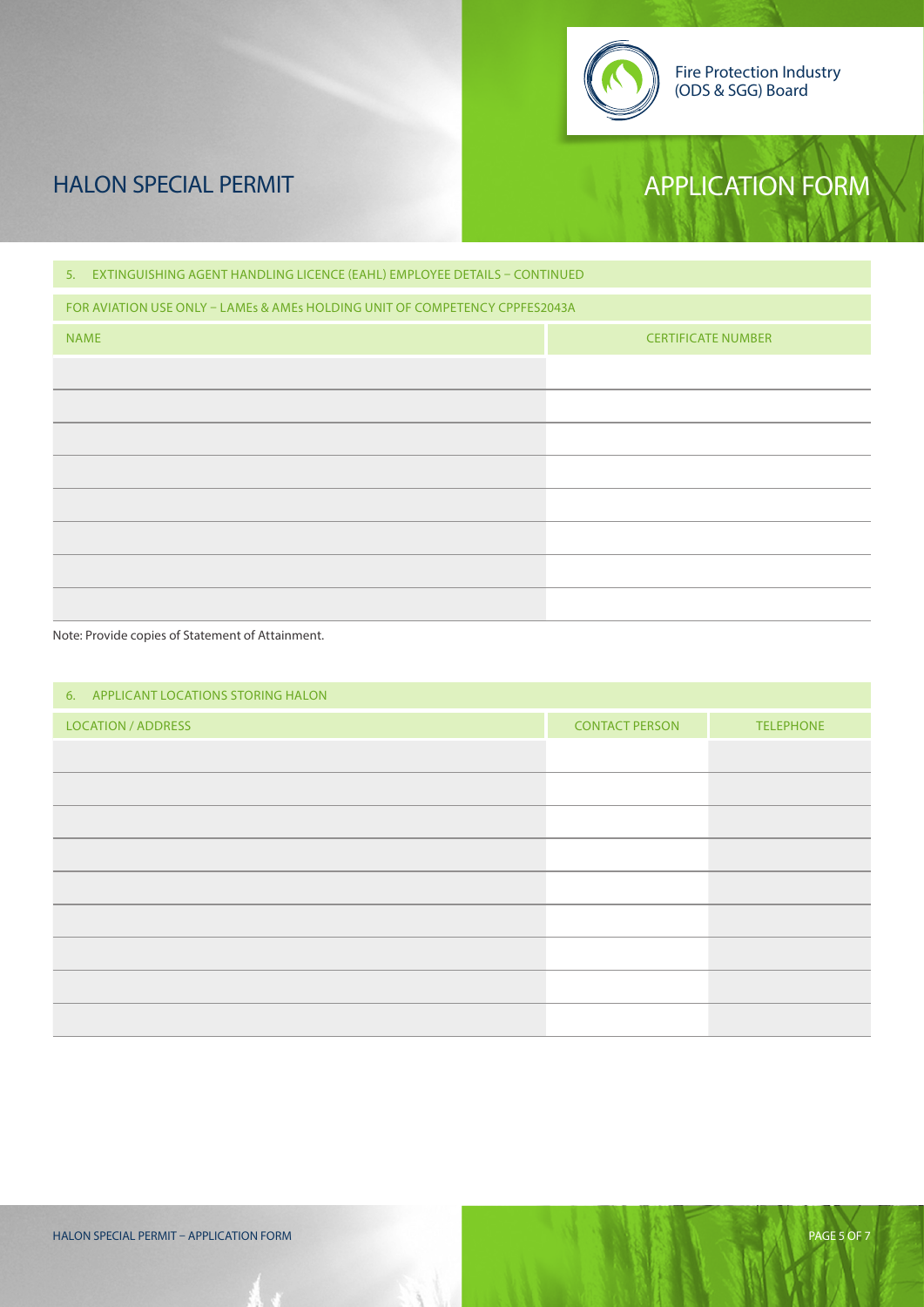## HALON SPECIAL PERMIT

## APPLICATION FORM

Fire Protection Industry (ODS & SGG) Board

### 5. EXTINGUISHING AGENT HANDLING LICENCE (EAHL) EMPLOYEE DETAILS – CONTINUED

FOR AVIATION USE ONLY – LAMEs & AMEs HOLDING UNIT OF COMPETENCY CPPFES2043A

| NAME | CERTIFICATE NUMBER |
|---|---|
| | |
| | |
| | |
| | |
| | |
| | |
| | |
| | |

Note: Provide copies of Statement of Attainment.

### 6. APPLICANT LOCATIONS STORING HALON

| LOCATION / ADDRESS | CONTACT PERSON | TELEPHONE |
|---|---|---|
| | | |
| | | |
| | | |
| | | |
| | | |
| | | |
| | | |
| | | |
| | | |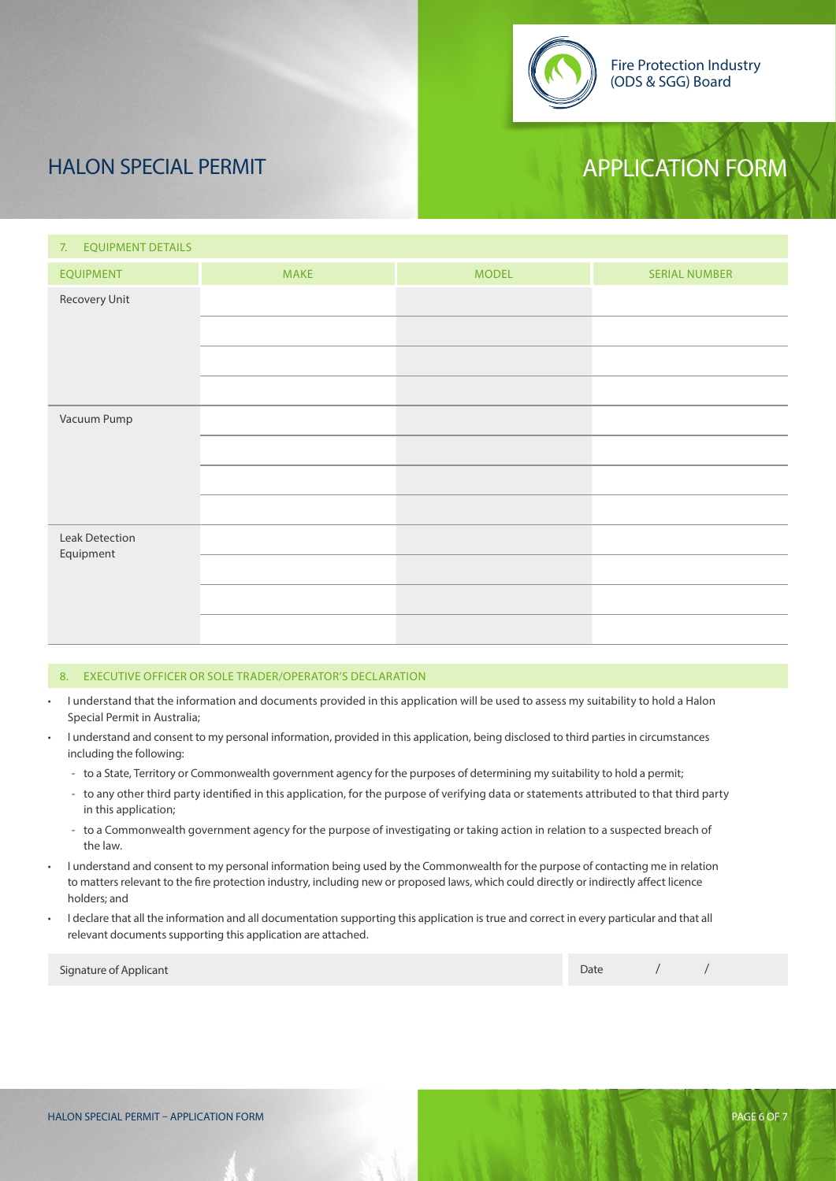Fire Protection Industry (ODS & SGG) Board

# HALON SPECIAL PERMIT APPLICATION FORM

## 7. EQUIPMENT DETAILS

| EQUIPMENT | MAKE | MODEL | SERIAL NUMBER |
|---|---|---|---|
| Recovery Unit | | | |
| | | | |
| | | | |
| | | | |
| Vacuum Pump | | | |
| | | | |
| | | | |
| | | | |
| Leak Detection Equipment | | | |
| | | | |
| | | | |
| | | | |

## 8. EXECUTIVE OFFICER OR SOLE TRADER/OPERATOR'S DECLARATION

- I understand that the information and documents provided in this application will be used to assess my suitability to hold a Halon Special Permit in Australia;
- I understand and consent to my personal information, provided in this application, being disclosed to third parties in circumstances including the following:
  - to a State, Territory or Commonwealth government agency for the purposes of determining my suitability to hold a permit;
  - to any other third party identified in this application, for the purpose of verifying data or statements attributed to that third party in this application;
  - to a Commonwealth government agency for the purpose of investigating or taking action in relation to a suspected breach of the law.
- I understand and consent to my personal information being used by the Commonwealth for the purpose of contacting me in relation to matters relevant to the fire protection industry, including new or proposed laws, which could directly or indirectly affect licence holders; and
- I declare that all the information and all documentation supporting this application is true and correct in every particular and that all relevant documents supporting this application are attached.

| | |
|---|---|
| Signature of Applicant | Date / / |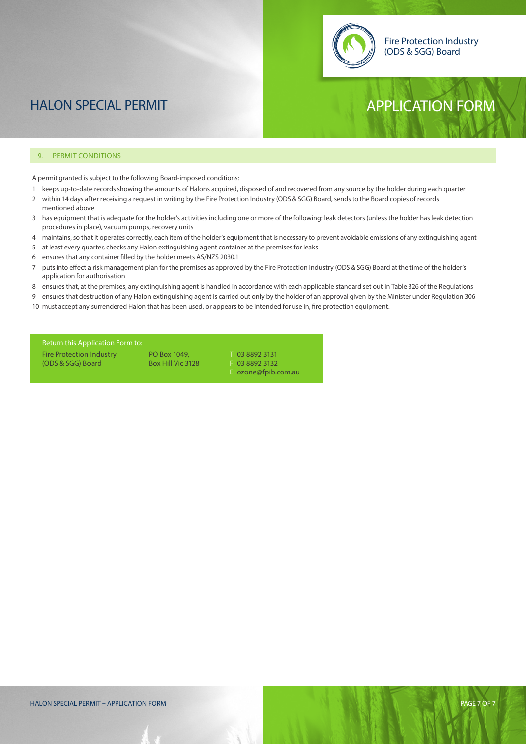# HALON SPECIAL PERMIT

# APPLICATION FORM

Fire Protection Industry (ODS & SGG) Board

## 9. PERMIT CONDITIONS

A permit granted is subject to the following Board-imposed conditions:

1. keeps up-to-date records showing the amounts of Halons acquired, disposed of and recovered from any source by the holder during each quarter
2. within 14 days after receiving a request in writing by the Fire Protection Industry (ODS & SGG) Board, sends to the Board copies of records mentioned above
3. has equipment that is adequate for the holder's activities including one or more of the following: leak detectors (unless the holder has leak detection procedures in place), vacuum pumps, recovery units
4. maintains, so that it operates correctly, each item of the holder's equipment that is necessary to prevent avoidable emissions of any extinguishing agent
5. at least every quarter, checks any Halon extinguishing agent container at the premises for leaks
6. ensures that any container filled by the holder meets AS/NZS 2030.1
7. puts into effect a risk management plan for the premises as approved by the Fire Protection Industry (ODS & SGG) Board at the time of the holder's application for authorisation
8. ensures that, at the premises, any extinguishing agent is handled in accordance with each applicable standard set out in Table 326 of the Regulations
9. ensures that destruction of any Halon extinguishing agent is carried out only by the holder of an approval given by the Minister under Regulation 306
10. must accept any surrendered Halon that has been used, or appears to be intended for use in, fire protection equipment.

Return this Application Form to:

Fire Protection Industry (ODS & SGG) Board

PO Box 1049,
Box Hill Vic 3128

T 03 8892 3131
F 03 8892 3132
E ozone@fpib.com.au